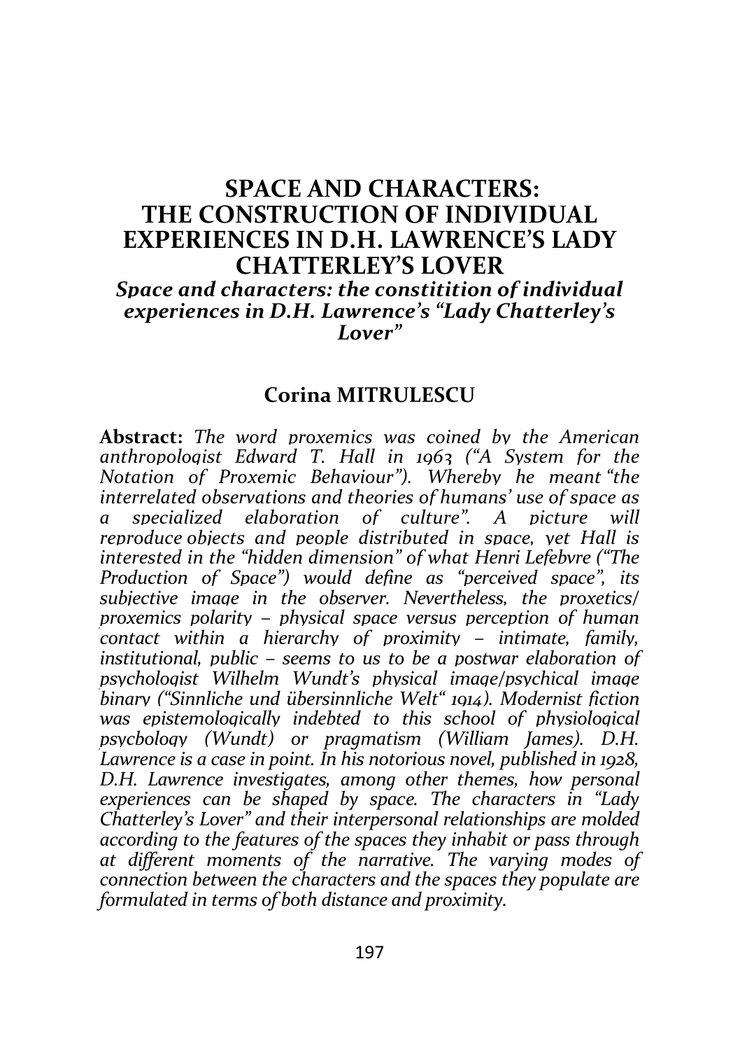# SPACE AND CHARACTERS: THE CONSTRUCTION OF INDIVIDUAL EXPERIENCES IN D.H. LAWRENCE'S LADY CHATTERLEY'S LOVER

***Space and characters: the constitition of individual experiences in D.H. Lawrence's "Lady Chatterley's Lover"***

**Corina MITRULESCU**

**Abstract:** *The word proxemics was coined by the American anthropologist Edward T. Hall in 1963 ("A System for the Notation of Proxemic Behaviour"). Whereby he meant "the interrelated observations and theories of humans' use of space as a specialized elaboration of culture". A picture will reproduce objects and people distributed in space, yet Hall is interested in the "hidden dimension" of what Henri Lefebvre ("The Production of Space") would define as "perceived space", its subjective image in the observer. Nevertheless, the proxetics/ proxemics polarity – physical space versus perception of human contact within a hierarchy of proximity – intimate, family, institutional, public – seems to us to be a postwar elaboration of psychologist Wilhelm Wundt's physical image/psychical image binary ("Sinnliche und übersinnliche Welt" 1914). Modernist fiction was epistemologically indebted to this school of physiological psycbology (Wundt) or pragmatism (William James). D.H. Lawrence is a case in point. In his notorious novel, published in 1928, D.H. Lawrence investigates, among other themes, how personal experiences can be shaped by space. The characters in "Lady Chatterley's Lover" and their interpersonal relationships are molded according to the features of the spaces they inhabit or pass through at different moments of the narrative. The varying modes of connection between the characters and the spaces they populate are formulated in terms of both distance and proximity.*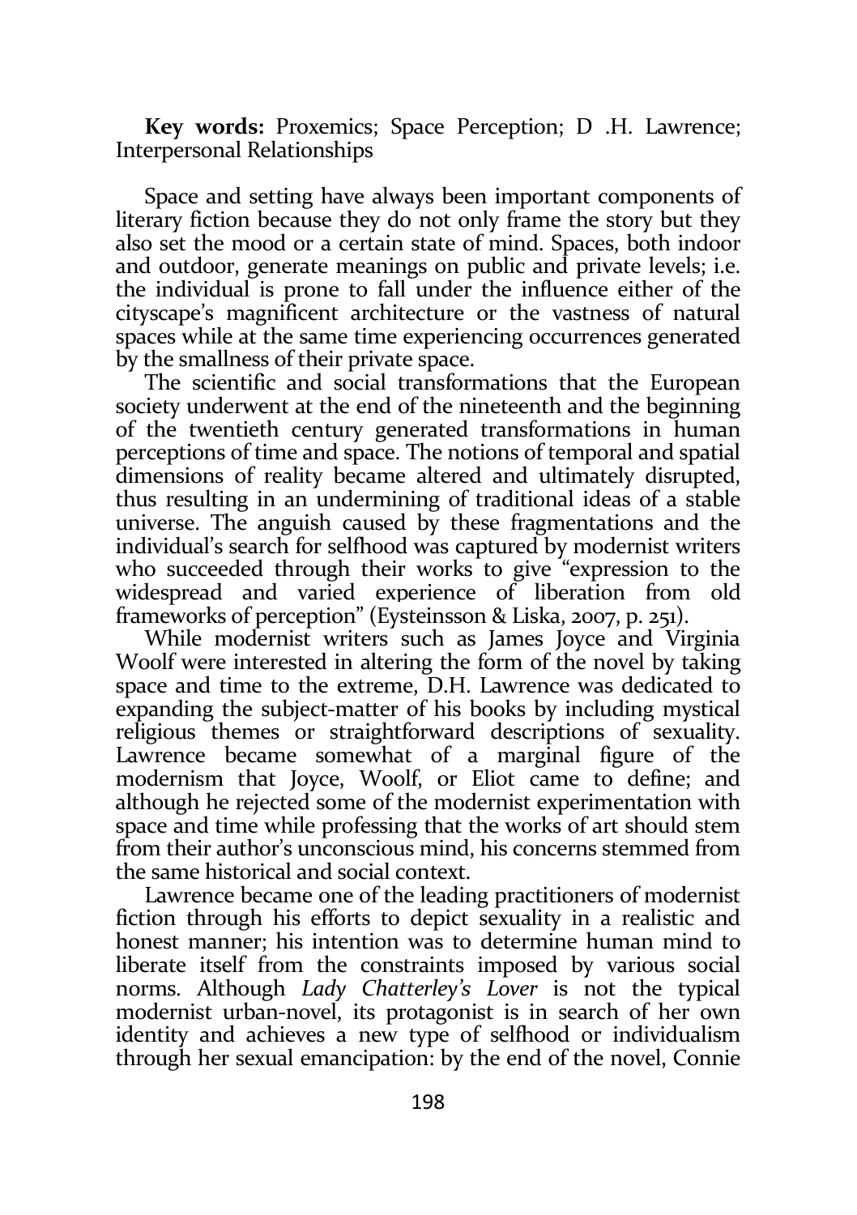**Key words:** Proxemics; Space Perception; D .H. Lawrence; Interpersonal Relationships

Space and setting have always been important components of literary fiction because they do not only frame the story but they also set the mood or a certain state of mind. Spaces, both indoor and outdoor, generate meanings on public and private levels; i.e. the individual is prone to fall under the influence either of the cityscape's magnificent architecture or the vastness of natural spaces while at the same time experiencing occurrences generated by the smallness of their private space.

The scientific and social transformations that the European society underwent at the end of the nineteenth and the beginning of the twentieth century generated transformations in human perceptions of time and space. The notions of temporal and spatial dimensions of reality became altered and ultimately disrupted, thus resulting in an undermining of traditional ideas of a stable universe. The anguish caused by these fragmentations and the individual's search for selfhood was captured by modernist writers who succeeded through their works to give "expression to the widespread and varied experience of liberation from old frameworks of perception" (Eysteinsson & Liska, 2007, p. 251).

While modernist writers such as James Joyce and Virginia Woolf were interested in altering the form of the novel by taking space and time to the extreme, D.H. Lawrence was dedicated to expanding the subject-matter of his books by including mystical religious themes or straightforward descriptions of sexuality. Lawrence became somewhat of a marginal figure of the modernism that Joyce, Woolf, or Eliot came to define; and although he rejected some of the modernist experimentation with space and time while professing that the works of art should stem from their author's unconscious mind, his concerns stemmed from the same historical and social context.

Lawrence became one of the leading practitioners of modernist fiction through his efforts to depict sexuality in a realistic and honest manner; his intention was to determine human mind to liberate itself from the constraints imposed by various social norms. Although *Lady Chatterley's Lover* is not the typical modernist urban-novel, its protagonist is in search of her own identity and achieves a new type of selfhood or individualism through her sexual emancipation: by the end of the novel, Connie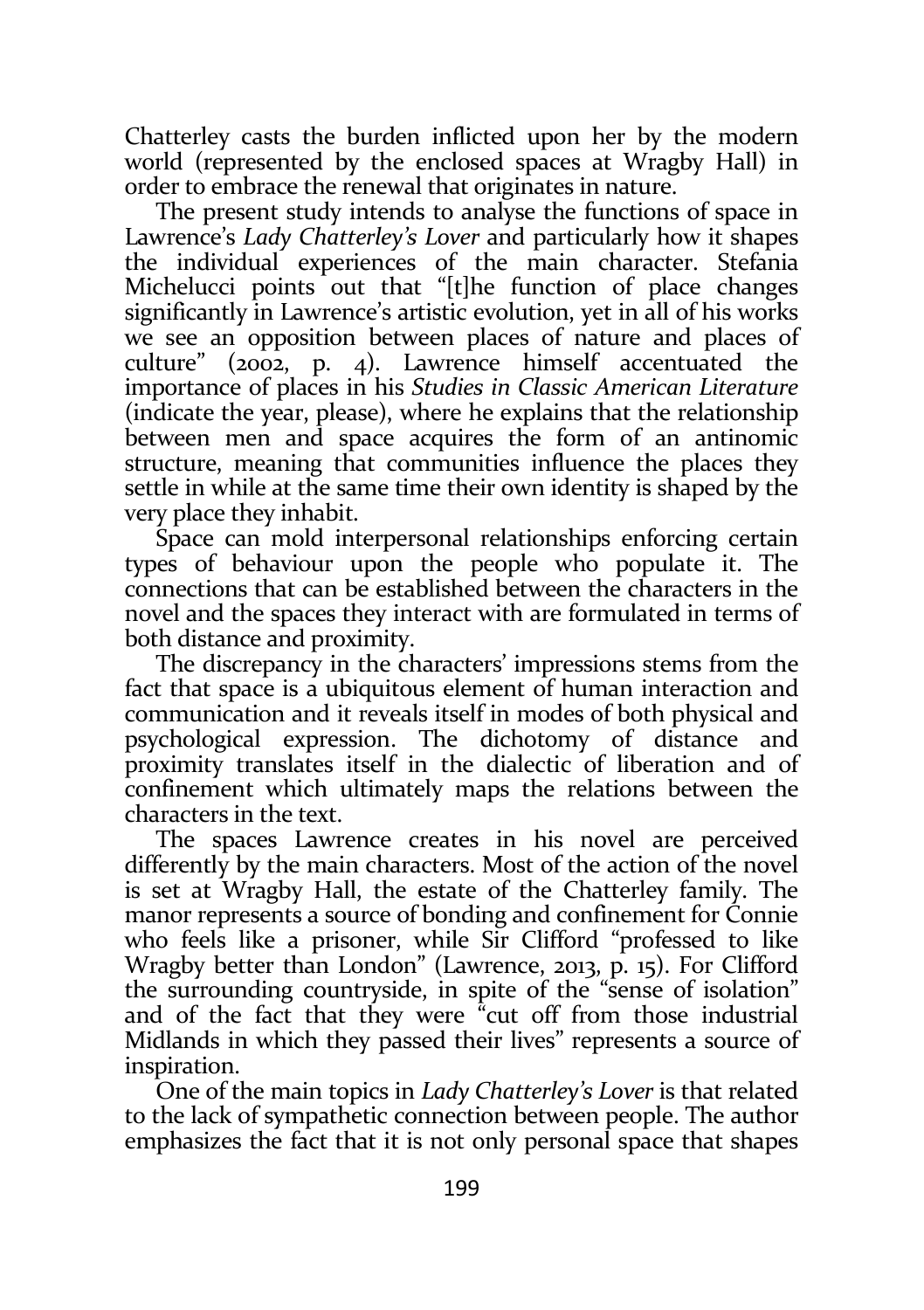Chatterley casts the burden inflicted upon her by the modern world (represented by the enclosed spaces at Wragby Hall) in order to embrace the renewal that originates in nature.

The present study intends to analyse the functions of space in Lawrence's *Lady Chatterley's Lover* and particularly how it shapes the individual experiences of the main character. Stefania Michelucci points out that "[t]he function of place changes significantly in Lawrence's artistic evolution, yet in all of his works we see an opposition between places of nature and places of culture" (2002, p. 4). Lawrence himself accentuated the importance of places in his *Studies in Classic American Literature* (indicate the year, please), where he explains that the relationship between men and space acquires the form of an antinomic structure, meaning that communities influence the places they settle in while at the same time their own identity is shaped by the very place they inhabit.

Space can mold interpersonal relationships enforcing certain types of behaviour upon the people who populate it. The connections that can be established between the characters in the novel and the spaces they interact with are formulated in terms of both distance and proximity.

The discrepancy in the characters' impressions stems from the fact that space is a ubiquitous element of human interaction and communication and it reveals itself in modes of both physical and psychological expression. The dichotomy of distance and proximity translates itself in the dialectic of liberation and of confinement which ultimately maps the relations between the characters in the text.

The spaces Lawrence creates in his novel are perceived differently by the main characters. Most of the action of the novel is set at Wragby Hall, the estate of the Chatterley family. The manor represents a source of bonding and confinement for Connie who feels like a prisoner, while Sir Clifford "professed to like Wragby better than London" (Lawrence, 2013, p. 15). For Clifford the surrounding countryside, in spite of the "sense of isolation" and of the fact that they were "cut off from those industrial Midlands in which they passed their lives" represents a source of inspiration.

One of the main topics in *Lady Chatterley's Lover* is that related to the lack of sympathetic connection between people. The author emphasizes the fact that it is not only personal space that shapes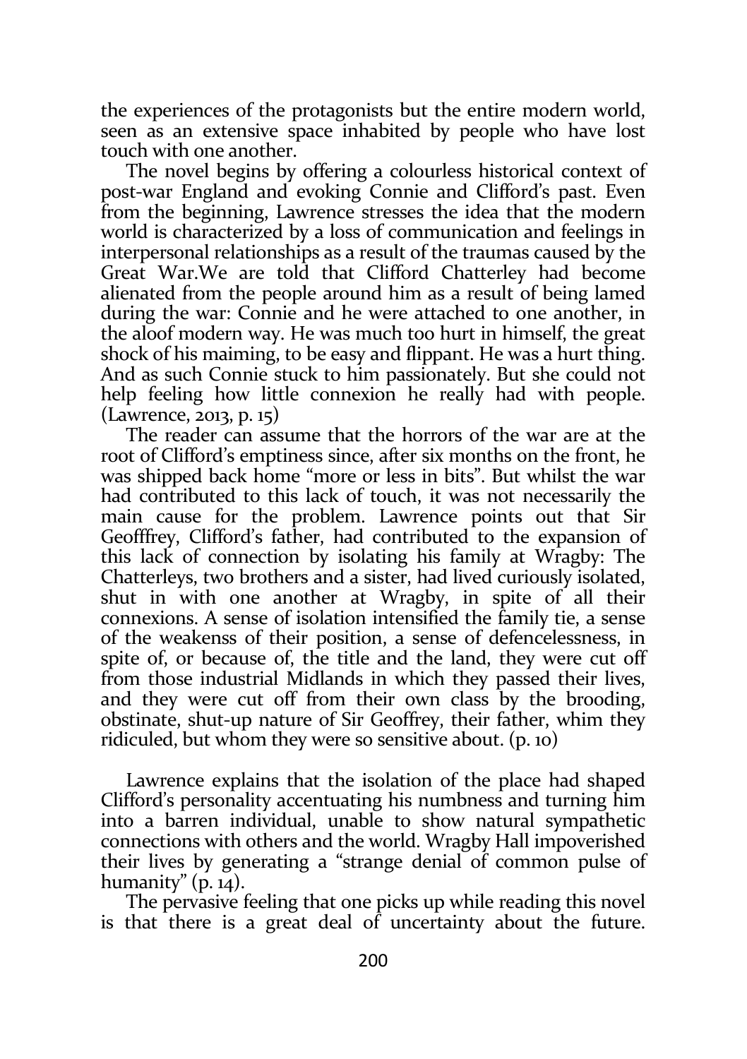the experiences of the protagonists but the entire modern world, seen as an extensive space inhabited by people who have lost touch with one another.

The novel begins by offering a colourless historical context of post-war England and evoking Connie and Clifford's past. Even from the beginning, Lawrence stresses the idea that the modern world is characterized by a loss of communication and feelings in interpersonal relationships as a result of the traumas caused by the Great War.We are told that Clifford Chatterley had become alienated from the people around him as a result of being lamed during the war: Connie and he were attached to one another, in the aloof modern way. He was much too hurt in himself, the great shock of his maiming, to be easy and flippant. He was a hurt thing. And as such Connie stuck to him passionately. But she could not help feeling how little connexion he really had with people. (Lawrence, 2013, p. 15)

The reader can assume that the horrors of the war are at the root of Clifford's emptiness since, after six months on the front, he was shipped back home "more or less in bits". But whilst the war had contributed to this lack of touch, it was not necessarily the main cause for the problem. Lawrence points out that Sir Geofffrey, Clifford's father, had contributed to the expansion of this lack of connection by isolating his family at Wragby: The Chatterleys, two brothers and a sister, had lived curiously isolated, shut in with one another at Wragby, in spite of all their connexions. A sense of isolation intensified the family tie, a sense of the weakenss of their position, a sense of defencelessness, in spite of, or because of, the title and the land, they were cut off from those industrial Midlands in which they passed their lives, and they were cut off from their own class by the brooding, obstinate, shut-up nature of Sir Geoffrey, their father, whim they ridiculed, but whom they were so sensitive about. (p. 10)

Lawrence explains that the isolation of the place had shaped Clifford's personality accentuating his numbness and turning him into a barren individual, unable to show natural sympathetic connections with others and the world. Wragby Hall impoverished their lives by generating a "strange denial of common pulse of humanity" (p. 14).

The pervasive feeling that one picks up while reading this novel is that there is a great deal of uncertainty about the future.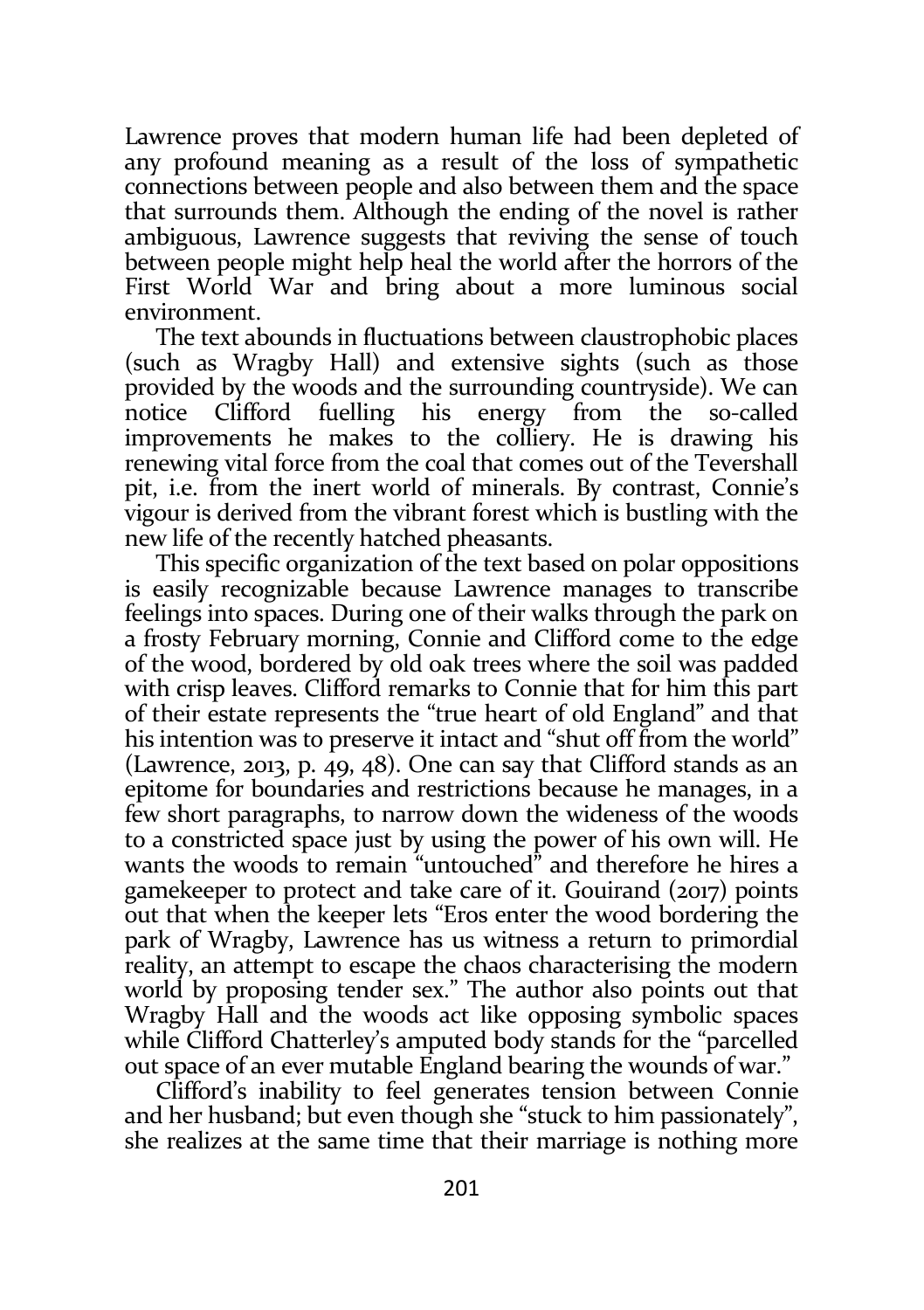Lawrence proves that modern human life had been depleted of any profound meaning as a result of the loss of sympathetic connections between people and also between them and the space that surrounds them. Although the ending of the novel is rather ambiguous, Lawrence suggests that reviving the sense of touch between people might help heal the world after the horrors of the First World War and bring about a more luminous social environment.

The text abounds in fluctuations between claustrophobic places (such as Wragby Hall) and extensive sights (such as those provided by the woods and the surrounding countryside). We can notice Clifford fuelling his energy from the so-called improvements he makes to the colliery. He is drawing his renewing vital force from the coal that comes out of the Tevershall pit, i.e. from the inert world of minerals. By contrast, Connie's vigour is derived from the vibrant forest which is bustling with the new life of the recently hatched pheasants.

This specific organization of the text based on polar oppositions is easily recognizable because Lawrence manages to transcribe feelings into spaces. During one of their walks through the park on a frosty February morning, Connie and Clifford come to the edge of the wood, bordered by old oak trees where the soil was padded with crisp leaves. Clifford remarks to Connie that for him this part of their estate represents the "true heart of old England" and that his intention was to preserve it intact and "shut off from the world" (Lawrence, 2013, p. 49, 48). One can say that Clifford stands as an epitome for boundaries and restrictions because he manages, in a few short paragraphs, to narrow down the wideness of the woods to a constricted space just by using the power of his own will. He wants the woods to remain "untouched" and therefore he hires a gamekeeper to protect and take care of it. Gouirand (2017) points out that when the keeper lets "Eros enter the wood bordering the park of Wragby, Lawrence has us witness a return to primordial reality, an attempt to escape the chaos characterising the modern world by proposing tender sex." The author also points out that Wragby Hall and the woods act like opposing symbolic spaces while Clifford Chatterley's amputed body stands for the "parcelled out space of an ever mutable England bearing the wounds of war."

Clifford's inability to feel generates tension between Connie and her husband; but even though she "stuck to him passionately", she realizes at the same time that their marriage is nothing more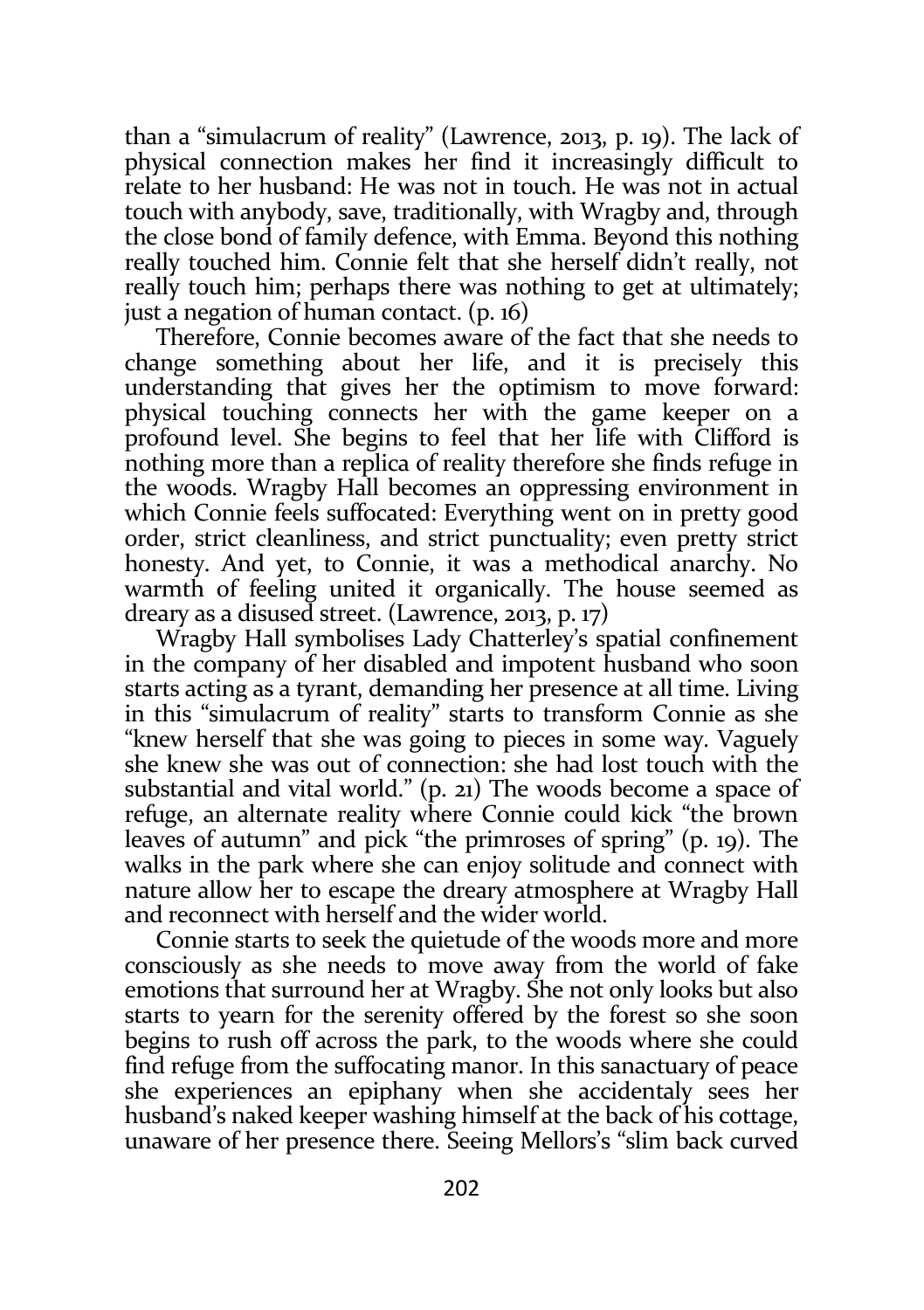than a "simulacrum of reality" (Lawrence, 2013, p. 19). The lack of physical connection makes her find it increasingly difficult to relate to her husband: He was not in touch. He was not in actual touch with anybody, save, traditionally, with Wragby and, through the close bond of family defence, with Emma. Beyond this nothing really touched him. Connie felt that she herself didn't really, not really touch him; perhaps there was nothing to get at ultimately; just a negation of human contact. (p. 16)

Therefore, Connie becomes aware of the fact that she needs to change something about her life, and it is precisely this understanding that gives her the optimism to move forward: physical touching connects her with the game keeper on a profound level. She begins to feel that her life with Clifford is nothing more than a replica of reality therefore she finds refuge in the woods. Wragby Hall becomes an oppressing environment in which Connie feels suffocated: Everything went on in pretty good order, strict cleanliness, and strict punctuality; even pretty strict honesty. And yet, to Connie, it was a methodical anarchy. No warmth of feeling united it organically. The house seemed as dreary as a disused street. (Lawrence, 2013, p. 17)

Wragby Hall symbolises Lady Chatterley's spatial confinement in the company of her disabled and impotent husband who soon starts acting as a tyrant, demanding her presence at all time. Living in this "simulacrum of reality" starts to transform Connie as she "knew herself that she was going to pieces in some way. Vaguely she knew she was out of connection: she had lost touch with the substantial and vital world." (p. 21) The woods become a space of refuge, an alternate reality where Connie could kick "the brown leaves of autumn" and pick "the primroses of spring" (p. 19). The walks in the park where she can enjoy solitude and connect with nature allow her to escape the dreary atmosphere at Wragby Hall and reconnect with herself and the wider world.

Connie starts to seek the quietude of the woods more and more consciously as she needs to move away from the world of fake emotions that surround her at Wragby. She not only looks but also starts to yearn for the serenity offered by the forest so she soon begins to rush off across the park, to the woods where she could find refuge from the suffocating manor. In this sanactuary of peace she experiences an epiphany when she accidentaly sees her husband's naked keeper washing himself at the back of his cottage, unaware of her presence there. Seeing Mellors's "slim back curved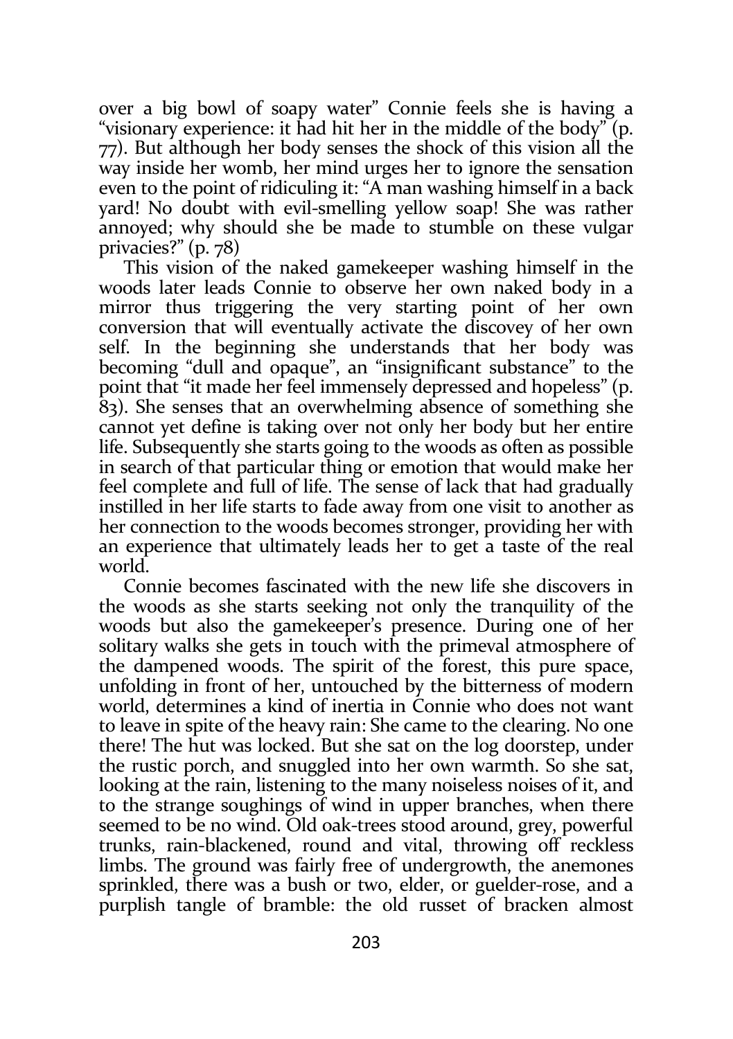over a big bowl of soapy water" Connie feels she is having a "visionary experience: it had hit her in the middle of the body" (p. 77). But although her body senses the shock of this vision all the way inside her womb, her mind urges her to ignore the sensation even to the point of ridiculing it: "A man washing himself in a back yard! No doubt with evil-smelling yellow soap! She was rather annoyed; why should she be made to stumble on these vulgar privacies?" (p. 78)

This vision of the naked gamekeeper washing himself in the woods later leads Connie to observe her own naked body in a mirror thus triggering the very starting point of her own conversion that will eventually activate the discovey of her own self. In the beginning she understands that her body was becoming "dull and opaque", an "insignificant substance" to the point that "it made her feel immensely depressed and hopeless" (p. 83). She senses that an overwhelming absence of something she cannot yet define is taking over not only her body but her entire life. Subsequently she starts going to the woods as often as possible in search of that particular thing or emotion that would make her feel complete and full of life. The sense of lack that had gradually instilled in her life starts to fade away from one visit to another as her connection to the woods becomes stronger, providing her with an experience that ultimately leads her to get a taste of the real world.

Connie becomes fascinated with the new life she discovers in the woods as she starts seeking not only the tranquility of the woods but also the gamekeeper's presence. During one of her solitary walks she gets in touch with the primeval atmosphere of the dampened woods. The spirit of the forest, this pure space, unfolding in front of her, untouched by the bitterness of modern world, determines a kind of inertia in Connie who does not want to leave in spite of the heavy rain: She came to the clearing. No one there! The hut was locked. But she sat on the log doorstep, under the rustic porch, and snuggled into her own warmth. So she sat, looking at the rain, listening to the many noiseless noises of it, and to the strange soughings of wind in upper branches, when there seemed to be no wind. Old oak-trees stood around, grey, powerful trunks, rain-blackened, round and vital, throwing off reckless limbs. The ground was fairly free of undergrowth, the anemones sprinkled, there was a bush or two, elder, or guelder-rose, and a purplish tangle of bramble: the old russet of bracken almost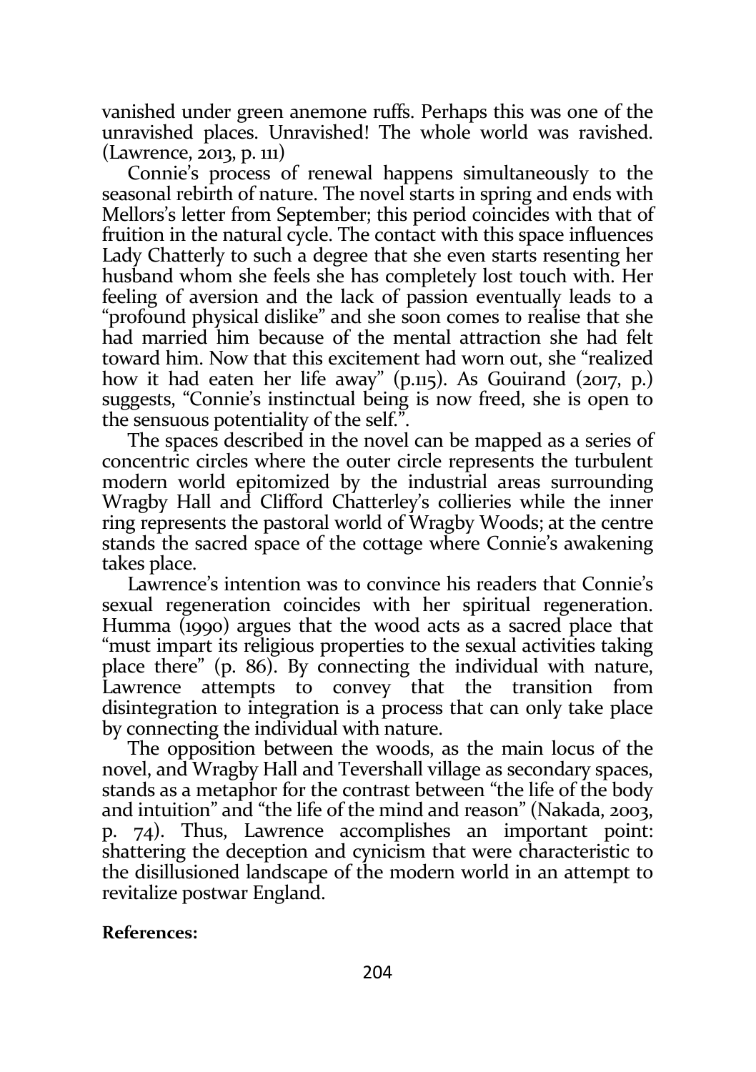vanished under green anemone ruffs. Perhaps this was one of the unravished places. Unravished! The whole world was ravished. (Lawrence, 2013, p. 111)

Connie's process of renewal happens simultaneously to the seasonal rebirth of nature. The novel starts in spring and ends with Mellors's letter from September; this period coincides with that of fruition in the natural cycle. The contact with this space influences Lady Chatterly to such a degree that she even starts resenting her husband whom she feels she has completely lost touch with. Her feeling of aversion and the lack of passion eventually leads to a "profound physical dislike" and she soon comes to realise that she had married him because of the mental attraction she had felt toward him. Now that this excitement had worn out, she "realized how it had eaten her life away" (p.115). As Gouirand (2017, p.) suggests, "Connie's instinctual being is now freed, she is open to the sensuous potentiality of the self.".

The spaces described in the novel can be mapped as a series of concentric circles where the outer circle represents the turbulent modern world epitomized by the industrial areas surrounding Wragby Hall and Clifford Chatterley's collieries while the inner ring represents the pastoral world of Wragby Woods; at the centre stands the sacred space of the cottage where Connie's awakening takes place.

Lawrence's intention was to convince his readers that Connie's sexual regeneration coincides with her spiritual regeneration. Humma (1990) argues that the wood acts as a sacred place that "must impart its religious properties to the sexual activities taking place there" (p. 86). By connecting the individual with nature, Lawrence attempts to convey that the transition from disintegration to integration is a process that can only take place by connecting the individual with nature.

The opposition between the woods, as the main locus of the novel, and Wragby Hall and Tevershall village as secondary spaces, stands as a metaphor for the contrast between "the life of the body and intuition" and "the life of the mind and reason" (Nakada, 2003, p. 74). Thus, Lawrence accomplishes an important point: shattering the deception and cynicism that were characteristic to the disillusioned landscape of the modern world in an attempt to revitalize postwar England.

**References:**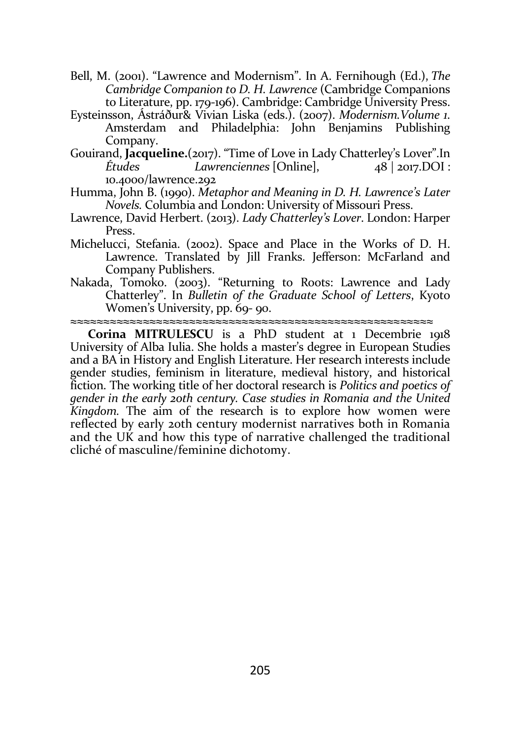Bell, M. (2001). "Lawrence and Modernism". In A. Fernihough (Ed.), *The Cambridge Companion to D. H. Lawrence* (Cambridge Companions to Literature, pp. 179-196). Cambridge: Cambridge University Press.

Eysteinsson, Ástráður& Vivian Liska (eds.). (2007). *Modernism.Volume 1.* Amsterdam and Philadelphia: John Benjamins Publishing Company.

Gouirand, **Jacqueline.**(2017). "Time of Love in Lady Chatterley's Lover".In *Études Lawrenciennes* [Online], 48 | 2017.DOI : 10.4000/lawrence.292

Humma, John B. (1990). *Metaphor and Meaning in D. H. Lawrence's Later Novels.* Columbia and London: University of Missouri Press.

Lawrence, David Herbert. (2013). *Lady Chatterley's Lover*. London: Harper Press.

Michelucci, Stefania. (2002). Space and Place in the Works of D. H. Lawrence. Translated by Jill Franks. Jefferson: McFarland and Company Publishers.

Nakada, Tomoko. (2003). "Returning to Roots: Lawrence and Lady Chatterley". In *Bulletin of the Graduate School of Letters*, Kyoto Women's University, pp. 69- 90.

≈≈≈≈≈≈≈≈≈≈≈≈≈≈≈≈≈≈≈≈≈≈≈≈≈≈≈≈≈≈≈≈≈≈≈≈≈≈≈≈≈≈≈≈≈≈≈≈≈≈

**Corina MITRULESCU** is a PhD student at 1 Decembrie 1918 University of Alba Iulia. She holds a master's degree in European Studies and a BA in History and English Literature. Her research interests include gender studies, feminism in literature, medieval history, and historical fiction. The working title of her doctoral research is *Politics and poetics of gender in the early 20th century. Case studies in Romania and the United Kingdom.* The aim of the research is to explore how women were reflected by early 20th century modernist narratives both in Romania and the UK and how this type of narrative challenged the traditional cliché of masculine/feminine dichotomy.